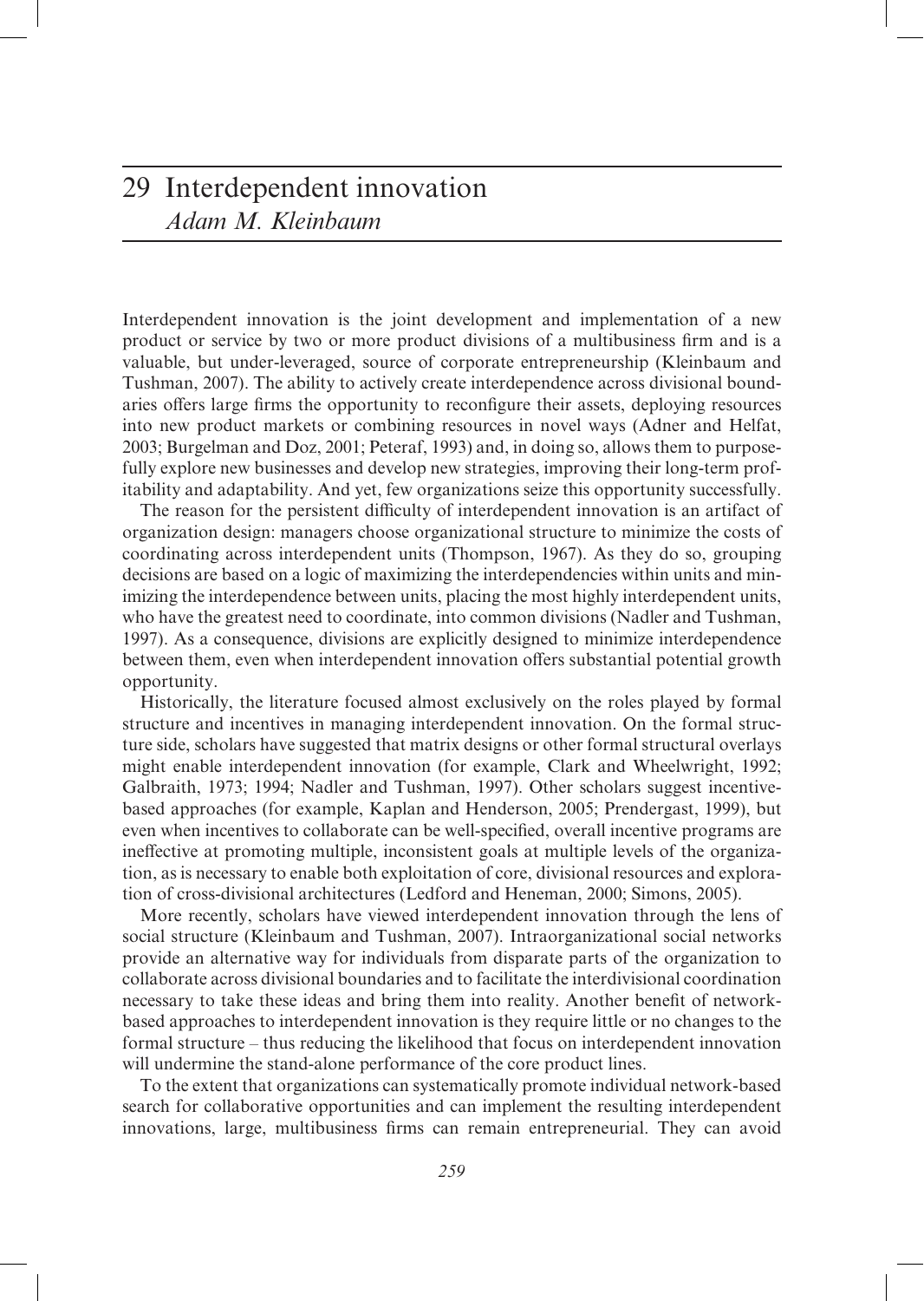# 29 Interdependent innovation

*Adam M. Kleinbaum*

Interdependent innovation is the joint development and implementation of a new product or service by two or more product divisions of a multibusiness firm and is a valuable, but under-leveraged, source of corporate entrepreneurship (Kleinbaum and Tushman, 2007). The ability to actively create interdependence across divisional boundaries offers large firms the opportunity to reconfigure their assets, deploying resources into new product markets or combining resources in novel ways (Adner and Helfat, 2003; Burgelman and Doz, 2001; Peteraf, 1993) and, in doing so, allows them to purposefully explore new businesses and develop new strategies, improving their long-term profitability and adaptability. And yet, few organizations seize this opportunity successfully.

The reason for the persistent difficulty of interdependent innovation is an artifact of organization design: managers choose organizational structure to minimize the costs of coordinating across interdependent units (Thompson, 1967). As they do so, grouping decisions are based on a logic of maximizing the interdependencies within units and minimizing the interdependence between units, placing the most highly interdependent units, who have the greatest need to coordinate, into common divisions (Nadler and Tushman, 1997). As a consequence, divisions are explicitly designed to minimize interdependence between them, even when interdependent innovation offers substantial potential growth opportunity.

Historically, the literature focused almost exclusively on the roles played by formal structure and incentives in managing interdependent innovation. On the formal structure side, scholars have suggested that matrix designs or other formal structural overlays might enable interdependent innovation (for example, Clark and Wheelwright, 1992; Galbraith, 1973; 1994; Nadler and Tushman, 1997). Other scholars suggest incentive-based approaches (for example, Kaplan and Henderson, 2005; Prendergast, 1999), but even when incentives to collaborate can be well-specified, overall incentive programs are ineffective at promoting multiple, inconsistent goals at multiple levels of the organization, as is necessary to enable both exploitation of core, divisional resources and exploration of cross-divisional architectures (Ledford and Heneman, 2000; Simons, 2005).

More recently, scholars have viewed interdependent innovation through the lens of social structure (Kleinbaum and Tushman, 2007). Intraorganizational social networks provide an alternative way for individuals from disparate parts of the organization to collaborate across divisional boundaries and to facilitate the interdivisional coordination necessary to take these ideas and bring them into reality. Another benefit of network-based approaches to interdependent innovation is they require little or no changes to the formal structure – thus reducing the likelihood that focus on interdependent innovation will undermine the stand-alone performance of the core product lines.

To the extent that organizations can systematically promote individual network-based search for collaborative opportunities and can implement the resulting interdependent innovations, large, multibusiness firms can remain entrepreneurial. They can avoid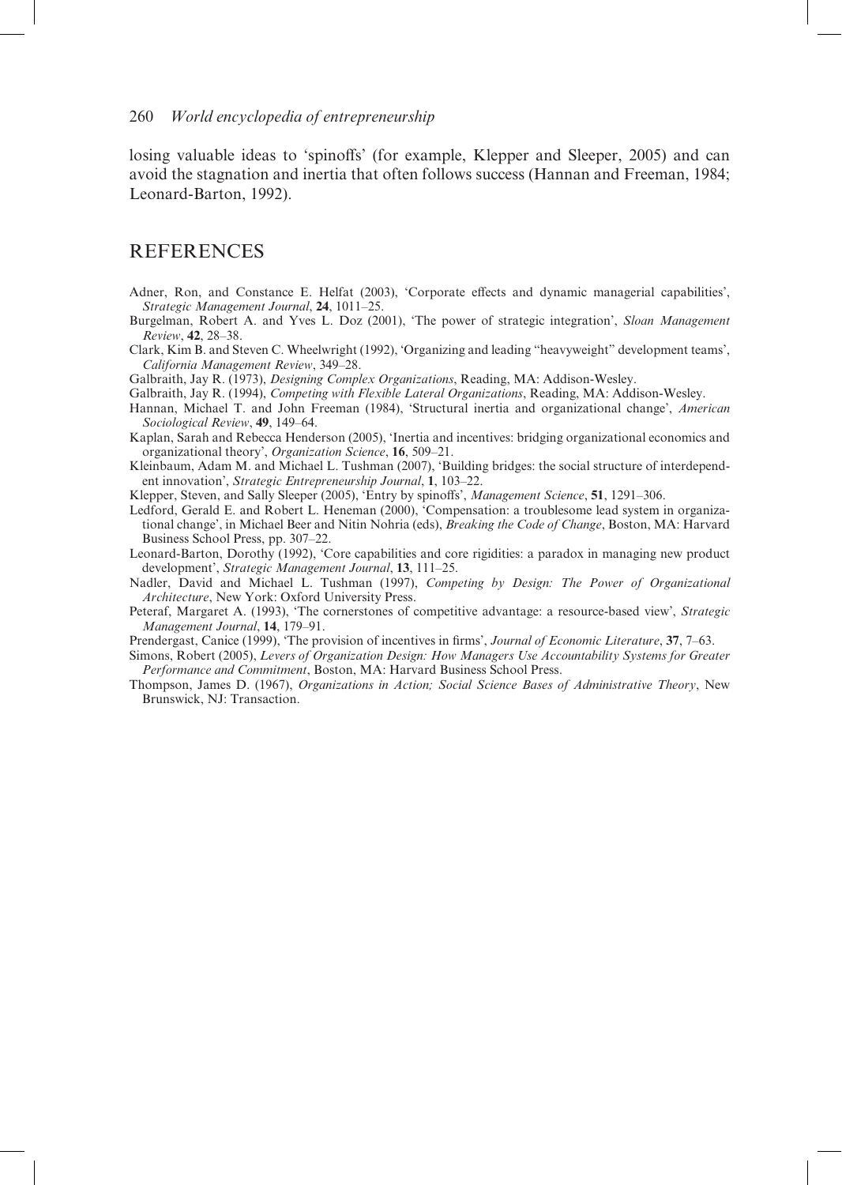losing valuable ideas to 'spinoffs' (for example, Klepper and Sleeper, 2005) and can avoid the stagnation and inertia that often follows success (Hannan and Freeman, 1984; Leonard-Barton, 1992).

## REFERENCES

Adner, Ron, and Constance E. Helfat (2003), 'Corporate effects and dynamic managerial capabilities', *Strategic Management Journal*, **24**, 1011–25.

Burgelman, Robert A. and Yves L. Doz (2001), 'The power of strategic integration', *Sloan Management Review*, **42**, 28–38.

Clark, Kim B. and Steven C. Wheelwright (1992), 'Organizing and leading "heavyweight" development teams', *California Management Review*, 349–28.

Galbraith, Jay R. (1973), *Designing Complex Organizations*, Reading, MA: Addison-Wesley.

Galbraith, Jay R. (1994), *Competing with Flexible Lateral Organizations*, Reading, MA: Addison-Wesley.

Hannan, Michael T. and John Freeman (1984), 'Structural inertia and organizational change', *American Sociological Review*, **49**, 149–64.

Kaplan, Sarah and Rebecca Henderson (2005), 'Inertia and incentives: bridging organizational economics and organizational theory', *Organization Science*, **16**, 509–21.

Kleinbaum, Adam M. and Michael L. Tushman (2007), 'Building bridges: the social structure of interdependent innovation', *Strategic Entrepreneurship Journal*, **1**, 103–22.

Klepper, Steven, and Sally Sleeper (2005), 'Entry by spinoffs', *Management Science*, **51**, 1291–306.

Ledford, Gerald E. and Robert L. Heneman (2000), 'Compensation: a troublesome lead system in organizational change', in Michael Beer and Nitin Nohria (eds), *Breaking the Code of Change*, Boston, MA: Harvard Business School Press, pp. 307–22.

Leonard-Barton, Dorothy (1992), 'Core capabilities and core rigidities: a paradox in managing new product development', *Strategic Management Journal*, **13**, 111–25.

Nadler, David and Michael L. Tushman (1997), *Competing by Design: The Power of Organizational Architecture*, New York: Oxford University Press.

Peteraf, Margaret A. (1993), 'The cornerstones of competitive advantage: a resource-based view', *Strategic Management Journal*, **14**, 179–91.

Prendergast, Canice (1999), 'The provision of incentives in firms', *Journal of Economic Literature*, **37**, 7–63.

Simons, Robert (2005), *Levers of Organization Design: How Managers Use Accountability Systems for Greater Performance and Commitment*, Boston, MA: Harvard Business School Press.

Thompson, James D. (1967), *Organizations in Action; Social Science Bases of Administrative Theory*, New Brunswick, NJ: Transaction.